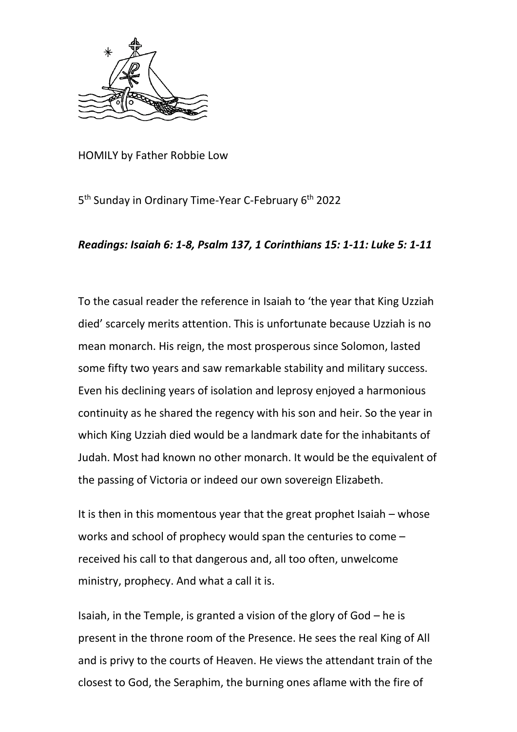HOMILY by Father Robbie Low

5th Sunday in Ordinary Time-Year C-February 6th 2022

***Readings: Isaiah 6: 1-8, Psalm 137, 1 Corinthians 15: 1-11: Luke 5: 1-11***

To the casual reader the reference in Isaiah to 'the year that King Uzziah died' scarcely merits attention. This is unfortunate because Uzziah is no mean monarch. His reign, the most prosperous since Solomon, lasted some fifty two years and saw remarkable stability and military success. Even his declining years of isolation and leprosy enjoyed a harmonious continuity as he shared the regency with his son and heir. So the year in which King Uzziah died would be a landmark date for the inhabitants of Judah. Most had known no other monarch. It would be the equivalent of the passing of Victoria or indeed our own sovereign Elizabeth.

It is then in this momentous year that the great prophet Isaiah – whose works and school of prophecy would span the centuries to come – received his call to that dangerous and, all too often, unwelcome ministry, prophecy. And what a call it is.

Isaiah, in the Temple, is granted a vision of the glory of God – he is present in the throne room of the Presence. He sees the real King of All and is privy to the courts of Heaven. He views the attendant train of the closest to God, the Seraphim, the burning ones aflame with the fire of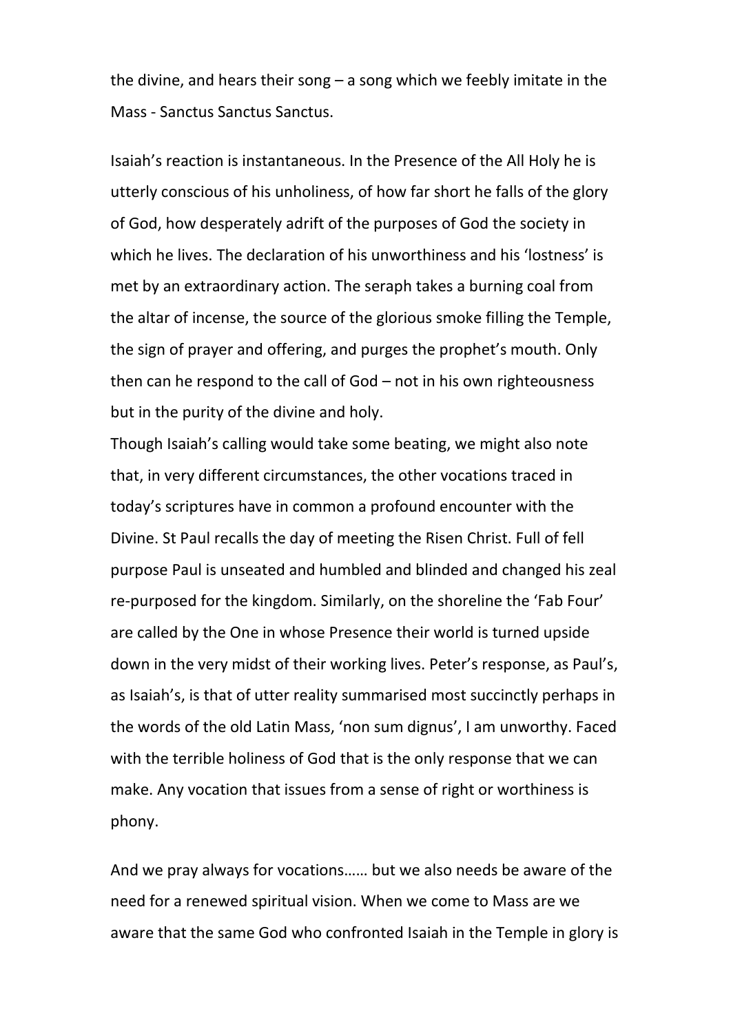the divine, and hears their song – a song which we feebly imitate in the Mass - Sanctus Sanctus Sanctus.

Isaiah's reaction is instantaneous. In the Presence of the All Holy he is utterly conscious of his unholiness, of how far short he falls of the glory of God, how desperately adrift of the purposes of God the society in which he lives. The declaration of his unworthiness and his 'lostness' is met by an extraordinary action. The seraph takes a burning coal from the altar of incense, the source of the glorious smoke filling the Temple, the sign of prayer and offering, and purges the prophet's mouth. Only then can he respond to the call of God – not in his own righteousness but in the purity of the divine and holy.
Though Isaiah's calling would take some beating, we might also note that, in very different circumstances, the other vocations traced in today's scriptures have in common a profound encounter with the Divine. St Paul recalls the day of meeting the Risen Christ. Full of fell purpose Paul is unseated and humbled and blinded and changed his zeal re-purposed for the kingdom. Similarly, on the shoreline the 'Fab Four' are called by the One in whose Presence their world is turned upside down in the very midst of their working lives. Peter's response, as Paul's, as Isaiah's, is that of utter reality summarised most succinctly perhaps in the words of the old Latin Mass, 'non sum dignus', I am unworthy. Faced with the terrible holiness of God that is the only response that we can make. Any vocation that issues from a sense of right or worthiness is phony.

And we pray always for vocations…… but we also needs be aware of the need for a renewed spiritual vision. When we come to Mass are we aware that the same God who confronted Isaiah in the Temple in glory is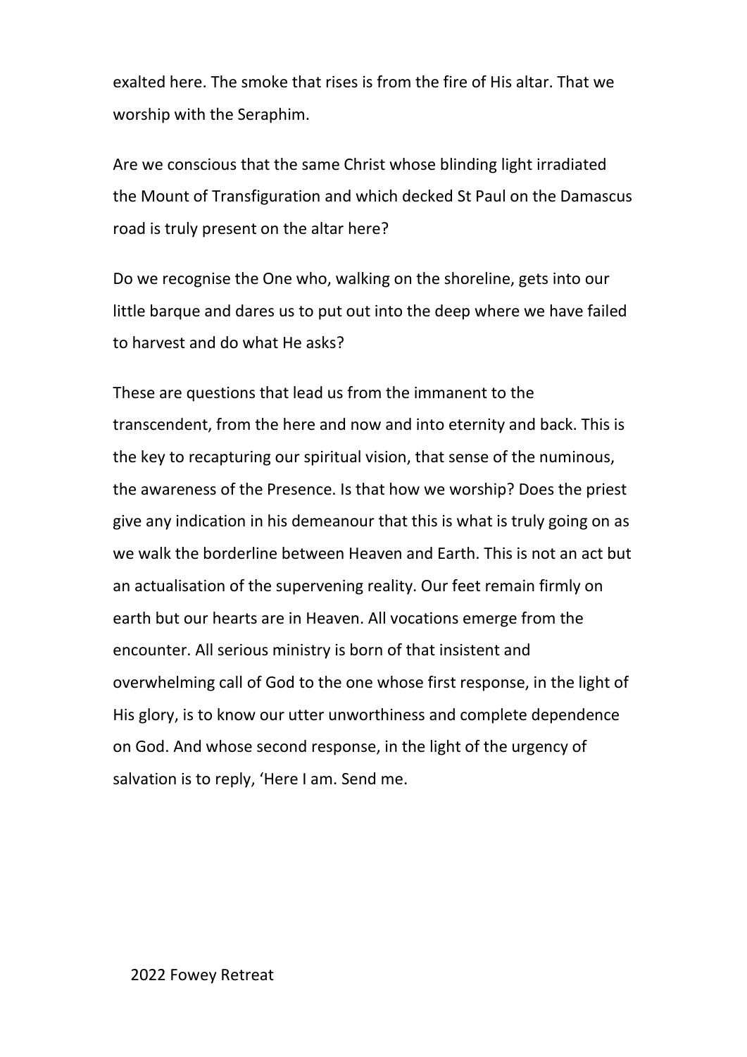exalted here. The smoke that rises is from the fire of His altar. That we worship with the Seraphim.

Are we conscious that the same Christ whose blinding light irradiated the Mount of Transfiguration and which decked St Paul on the Damascus road is truly present on the altar here?

Do we recognise the One who, walking on the shoreline, gets into our little barque and dares us to put out into the deep where we have failed to harvest and do what He asks?

These are questions that lead us from the immanent to the transcendent, from the here and now and into eternity and back. This is the key to recapturing our spiritual vision, that sense of the numinous, the awareness of the Presence. Is that how we worship? Does the priest give any indication in his demeanour that this is what is truly going on as we walk the borderline between Heaven and Earth. This is not an act but an actualisation of the supervening reality. Our feet remain firmly on earth but our hearts are in Heaven. All vocations emerge from the encounter. All serious ministry is born of that insistent and overwhelming call of God to the one whose first response, in the light of His glory, is to know our utter unworthiness and complete dependence on God. And whose second response, in the light of the urgency of salvation is to reply, 'Here I am. Send me.